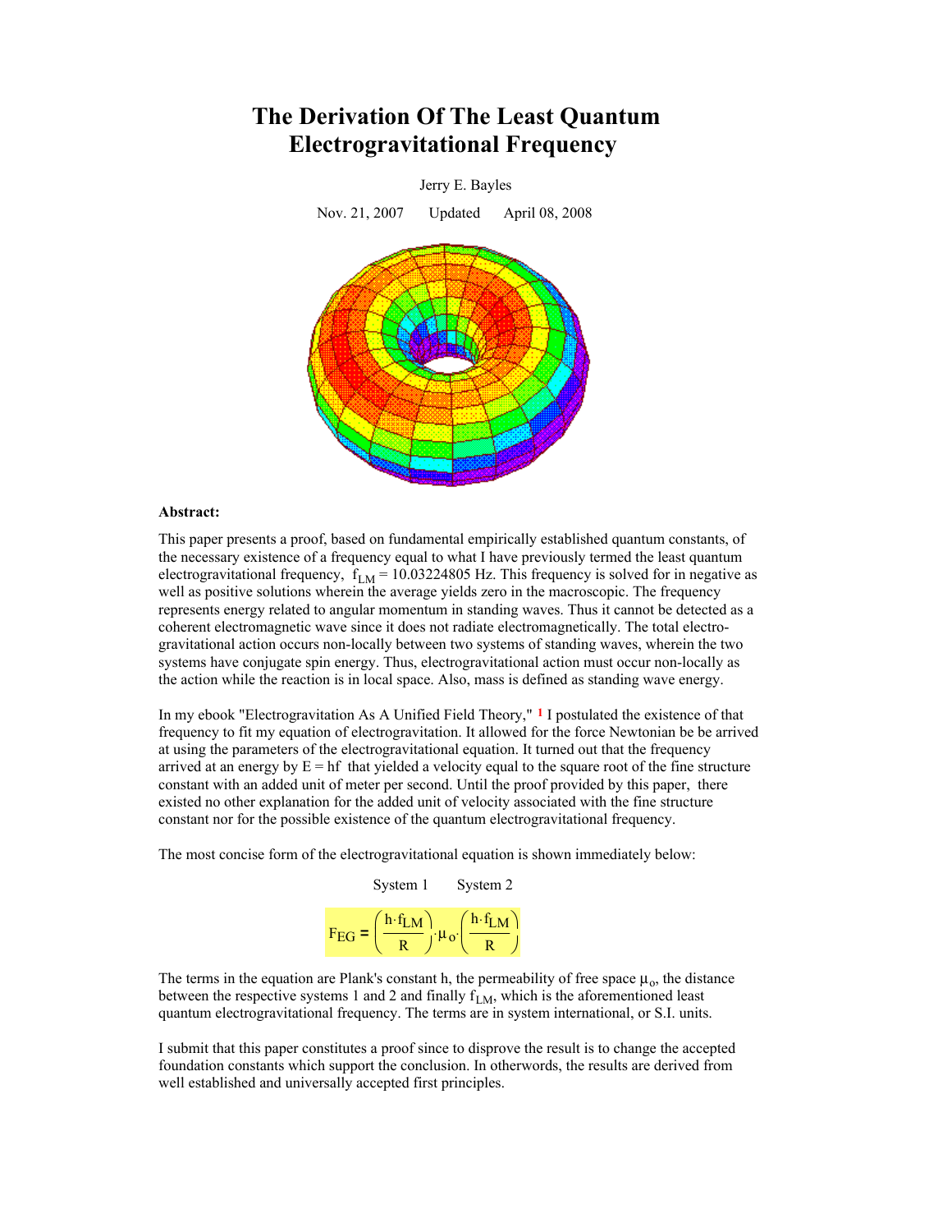# The Derivation Of The Least Quantum Electrogravitational Frequency

Jerry E. Bayles

Nov. 21, 2007 Updated April 08, 2008

**Abstract:**

This paper presents a proof, based on fundamental empirically established quantum constants, of the necessary existence of a frequency equal to what I have previously termed the least quantum electrogravitational frequency, $f_{LM}$ = 10.03224805 Hz. This frequency is solved for in negative as well as positive solutions wherein the average yields zero in the macroscopic. The frequency represents energy related to angular momentum in standing waves. Thus it cannot be detected as a coherent electromagnetic wave since it does not radiate electromagnetically. The total electrogravitational action occurs non-locally between two systems of standing waves, wherein the two systems have conjugate spin energy. Thus, electrogravitational action must occur non-locally as the action while the reaction is in local space. Also, mass is defined as standing wave energy.

In my ebook "Electrogravitation As A Unified Field Theory," [1] I postulated the existence of that frequency to fit my equation of electrogravitation. It allowed for the force Newtonian be be arrived at using the parameters of the electrogravitational equation. It turned out that the frequency arrived at an energy by E = hf that yielded a velocity equal to the square root of the fine structure constant with an added unit of meter per second. Until the proof provided by this paper, there existed no other explanation for the added unit of velocity associated with the fine structure constant nor for the possible existence of the quantum electrogravitational frequency.

The most concise form of the electrogravitational equation is shown immediately below:

System 1 System 2

$$F_{EG} = \left(\frac{h \cdot f_{LM}}{R}\right) \cdot \mu_o \cdot \left(\frac{h \cdot f_{LM}}{R}\right)$$

The terms in the equation are Plank's constant h, the permeability of free space $\mu_o$, the distance between the respective systems 1 and 2 and finally $f_{LM}$, which is the aforementioned least quantum electrogravitational frequency. The terms are in system international, or S.I. units.

I submit that this paper constitutes a proof since to disprove the result is to change the accepted foundation constants which support the conclusion. In otherwords, the results are derived from well established and universally accepted first principles.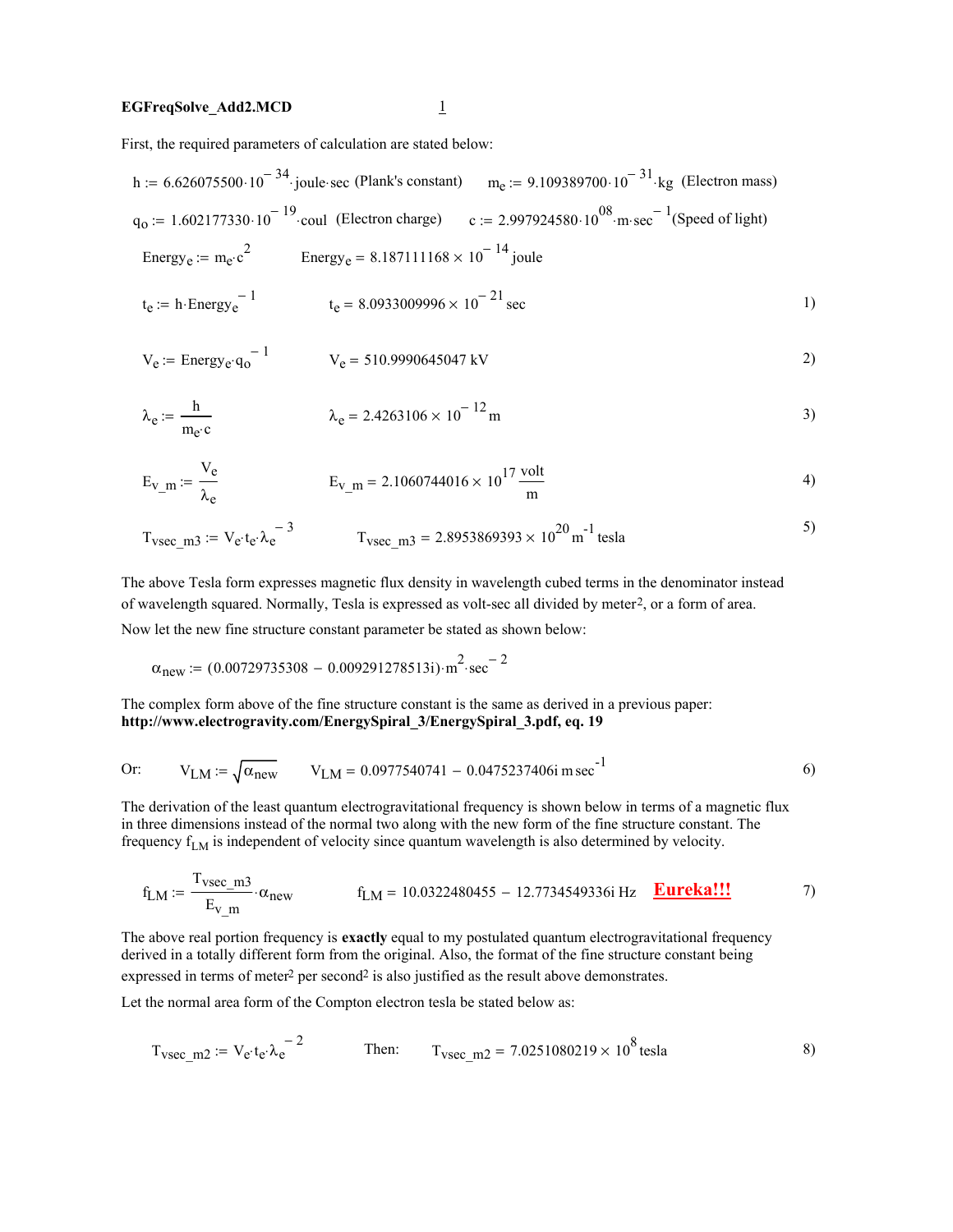**EGFreqSolve_Add2.MCD**

First, the required parameters of calculation are stated below:

$h := 6.626075500 \cdot 10^{-34} \cdot \text{joule} \cdot \text{sec}$ (Plank's constant) $\quad m_e := 9.109389700 \cdot 10^{-31} \cdot \text{kg}$ (Electron mass)

$q_o := 1.602177330 \cdot 10^{-19} \cdot \text{coul}$ (Electron charge) $\quad c := 2.997924580 \cdot 10^{08} \cdot \text{m} \cdot \text{sec}^{-1}$ (Speed of light)

$$\text{Energy}_e := m_e \cdot c^2 \qquad \text{Energy}_e = 8.187111168 \times 10^{-14} \text{joule}$$

$$t_e := h \cdot \text{Energy}_e^{-1} \qquad t_e = 8.0933009996 \times 10^{-21} \text{sec} \tag{1}$$

$$V_e := \text{Energy}_e \cdot q_o^{-1} \qquad V_e = 510.9990645047 \text{ kV} \tag{2}$$

$$\lambda_e := \frac{h}{m_e \cdot c} \qquad \lambda_e = 2.4263106 \times 10^{-12} \text{m} \tag{3}$$

$$E_{v\_m} := \frac{V_e}{\lambda_e} \qquad E_{v\_m} = 2.1060744016 \times 10^{17} \frac{\text{volt}}{\text{m}} \tag{4}$$

$$T_{vsec\_m3} := V_e \cdot t_e \cdot \lambda_e^{-3} \qquad T_{vsec\_m3} = 2.8953869393 \times 10^{20} \text{m}^{-1} \text{tesla} \tag{5}$$

The above Tesla form expresses magnetic flux density in wavelength cubed terms in the denominator instead of wavelength squared. Normally, Tesla is expressed as volt-sec all divided by meter$^2$, or a form of area.

Now let the new fine structure constant parameter be stated as shown below:

$$\alpha_{new} := (0.00729735308 - 0.009291278513i) \cdot \text{m}^2 \cdot \text{sec}^{-2}$$

The complex form above of the fine structure constant is the same as derived in a previous paper: **http://www.electrogravity.com/EnergySpiral_3/EnergySpiral_3.pdf, eq. 19**

Or:
$$V_{LM} := \sqrt{\alpha_{new}} \qquad V_{LM} = 0.0977540741 - 0.0475237406i \text{ m sec}^{-1} \tag{6}$$

The derivation of the least quantum electrogravitational frequency is shown below in terms of a magnetic flux in three dimensions instead of the normal two along with the new form of the fine structure constant. The frequency $f_{LM}$ is independent of velocity since quantum wavelength is also determined by velocity.

$$f_{LM} := \frac{T_{vsec\_m3}}{E_{v\_m}} \cdot \alpha_{new} \qquad f_{LM} = 10.0322480455 - 12.7734549336i \text{ Hz} \quad \textbf{Eureka!!!} \tag{7}$$

The above real portion frequency is **exactly** equal to my postulated quantum electrogravitational frequency derived in a totally different form from the original. Also, the format of the fine structure constant being expressed in terms of meter$^2$ per second$^2$ is also justified as the result above demonstrates.

Let the normal area form of the Compton electron tesla be stated below as:

$$T_{vsec\_m2} := V_e \cdot t_e \cdot \lambda_e^{-2} \qquad \text{Then:} \qquad T_{vsec\_m2} = 7.0251080219 \times 10^{8} \text{tesla} \tag{8}$$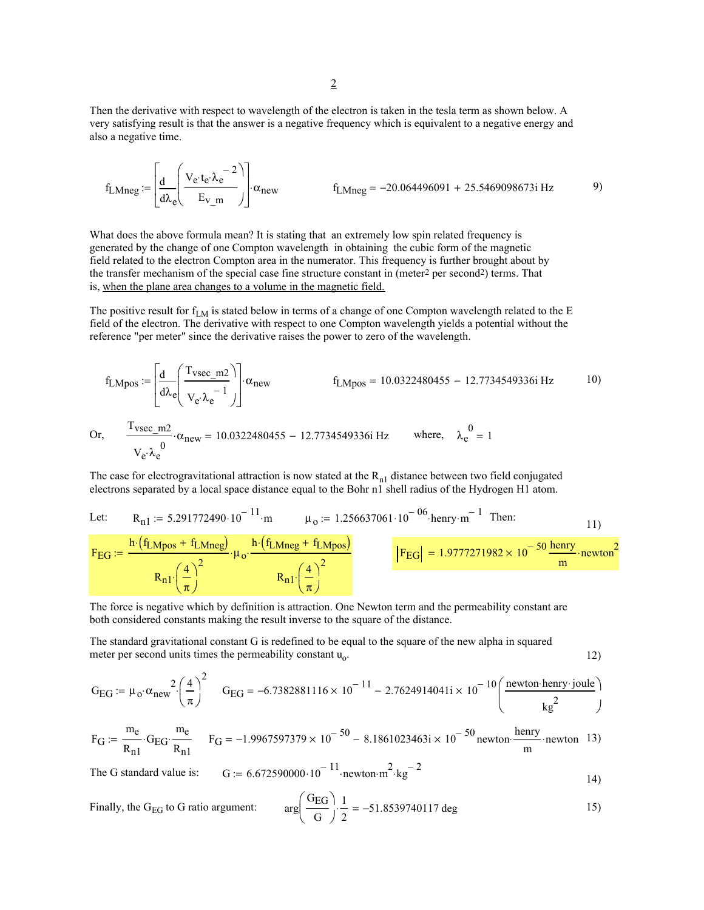Then the derivative with respect to wavelength of the electron is taken in the tesla term as shown below. A very satisfying result is that the answer is a negative frequency which is equivalent to a negative energy and also a negative time.

$$f_{LMneg} := \left[\frac{d}{d\lambda_e}\left(\frac{V_e \cdot t_e \cdot \lambda_e^{-2}}{E_{v\_m}}\right)\right] \cdot \alpha_{new} \qquad f_{LMneg} = -20.064496091 + 25.5469098673i \text{ Hz} \tag{9}$$

What does the above formula mean? It is stating that an extremely low spin related frequency is generated by the change of one Compton wavelength in obtaining the cubic form of the magnetic field related to the electron Compton area in the numerator. This frequency is further brought about by the transfer mechanism of the special case fine structure constant in (meter$^2$ per second$^2$) terms. That is, <u>when the plane area changes to a volume in the magnetic field.</u>

The positive result for $f_{LM}$ is stated below in terms of a change of one Compton wavelength related to the E field of the electron. The derivative with respect to one Compton wavelength yields a potential without the reference "per meter" since the derivative raises the power to zero of the wavelength.

$$f_{LMpos} := \left[\frac{d}{d\lambda_e}\left(\frac{T_{vsec\_m2}}{V_e \cdot \lambda_e^{-1}}\right)\right] \cdot \alpha_{new} \qquad f_{LMpos} = 10.0322480455 - 12.7734549336i \text{ Hz} \tag{10}$$

Or, $\quad \dfrac{T_{vsec\_m2}}{V_e \cdot \lambda_e^{0}} \cdot \alpha_{new} = 10.0322480455 - 12.7734549336i \text{ Hz} \qquad$ where, $\quad \lambda_e^{0} = 1$

The case for electrogravitational attraction is now stated at the $R_{n1}$ distance between two field conjugated electrons separated by a local space distance equal to the Bohr n1 shell radius of the Hydrogen H1 atom.

Let: $\quad R_{n1} := 5.291772490 \cdot 10^{-11} \cdot m \qquad \mu_o := 1.256637061 \cdot 10^{-06} \cdot henry \cdot m^{-1} \quad$ Then: $\hfill$ 11)

$$F_{EG} := \frac{h \cdot (f_{LMpos} + f_{LMneg})}{R_{n1} \cdot \left(\frac{4}{\pi}\right)^2} \cdot \mu_o \cdot \frac{h \cdot (f_{LMneg} + f_{LMpos})}{R_{n1} \cdot \left(\frac{4}{\pi}\right)^2} \qquad |F_{EG}| = 1.9777271982 \times 10^{-50} \frac{henry}{m} \cdot newton^2$$

The force is negative which by definition is attraction. One Newton term and the permeability constant are both considered constants making the result inverse to the square of the distance.

The standard gravitational constant G is redefined to be equal to the square of the new alpha in squared meter per second units times the permeability constant $u_o$. $\hfill$ 12)

$$G_{EG} := \mu_o \cdot \alpha_{new}^2 \cdot \left(\frac{4}{\pi}\right)^2 \qquad G_{EG} = -6.7382881116 \times 10^{-11} - 2.7624914041i \times 10^{-10} \left(\frac{newton \cdot henry \cdot joule}{kg^2}\right)$$

$$F_G := \frac{m_e}{R_{n1}} \cdot G_{EG} \cdot \frac{m_e}{R_{n1}} \qquad F_G = -1.9967597379 \times 10^{-50} - 8.1861023463i \times 10^{-50} newton \cdot \frac{henry}{m} \cdot newton \tag{13}$$

The G standard value is: $\qquad G := 6.672590000 \cdot 10^{-11} \cdot newton \cdot m^2 \cdot kg^{-2}$ $\hfill$ 14)

Finally, the $G_{EG}$ to G ratio argument: $\qquad \arg\left(\dfrac{G_{EG}}{G}\right) \cdot \dfrac{1}{2} = -51.8539740117 \deg$ $\hfill$ 15)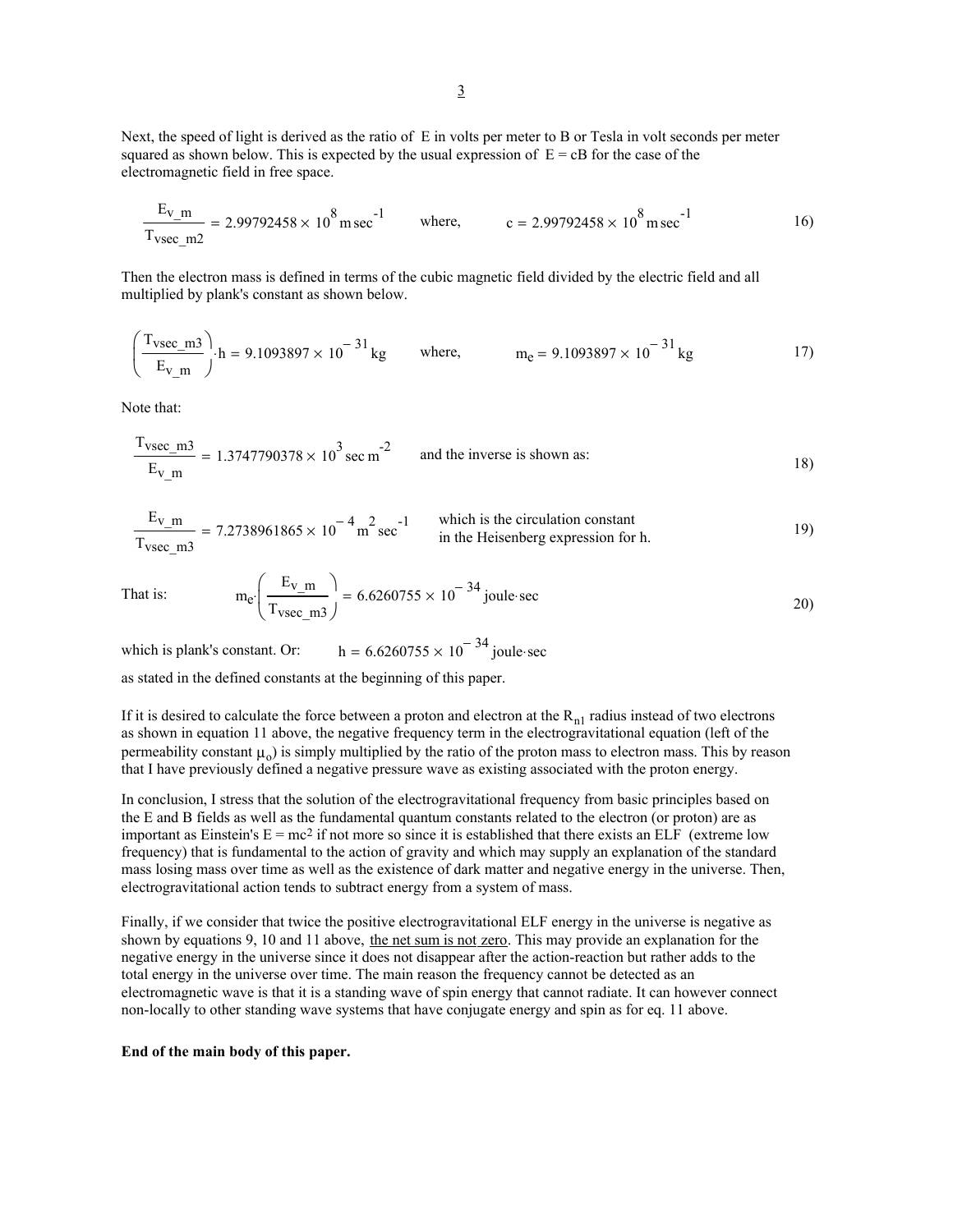Next, the speed of light is derived as the ratio of E in volts per meter to B or Tesla in volt seconds per meter squared as shown below. This is expected by the usual expression of $E = cB$ for the case of the electromagnetic field in free space.

$$\frac{E_{v\_m}}{T_{vsec\_m2}} = 2.99792458 \times 10^{8}\,\text{m}\,\text{sec}^{-1} \qquad \text{where,} \qquad c = 2.99792458 \times 10^{8}\,\text{m}\,\text{sec}^{-1} \tag{16}$$

Then the electron mass is defined in terms of the cubic magnetic field divided by the electric field and all multiplied by plank's constant as shown below.

$$\left(\frac{T_{vsec\_m3}}{E_{v\_m}}\right) \cdot h = 9.1093897 \times 10^{-31}\,\text{kg} \qquad \text{where,} \qquad m_e = 9.1093897 \times 10^{-31}\,\text{kg} \tag{17}$$

Note that:

$$\frac{T_{vsec\_m3}}{E_{v\_m}} = 1.3747790378 \times 10^{3}\,\text{sec}\,\text{m}^{-2} \qquad \text{and the inverse is shown as:} \tag{18}$$

$$\frac{E_{v\_m}}{T_{vsec\_m3}} = 7.2738961865 \times 10^{-4}\,\text{m}^{2}\,\text{sec}^{-1} \qquad \text{which is the circulation constant in the Heisenberg expression for h.} \tag{19}$$

That is:

$$m_e \cdot \left(\frac{E_{v\_m}}{T_{vsec\_m3}}\right) = 6.6260755 \times 10^{-34}\,\text{joule}\cdot\text{sec} \tag{20}$$

which is plank's constant. Or: $\quad h = 6.6260755 \times 10^{-34}\,\text{joule}\cdot\text{sec}$

as stated in the defined constants at the beginning of this paper.

If it is desired to calculate the force between a proton and electron at the $R_{n1}$ radius instead of two electrons as shown in equation 11 above, the negative frequency term in the electrogravitational equation (left of the permeability constant $\mu_o$) is simply multiplied by the ratio of the proton mass to electron mass. This by reason that I have previously defined a negative pressure wave as existing associated with the proton energy.

In conclusion, I stress that the solution of the electrogravitational frequency from basic principles based on the E and B fields as well as the fundamental quantum constants related to the electron (or proton) are as important as Einstein's $E = mc^2$ if not more so since it is established that there exists an ELF (extreme low frequency) that is fundamental to the action of gravity and which may supply an explanation of the standard mass losing mass over time as well as the existence of dark matter and negative energy in the universe. Then, electrogravitational action tends to subtract energy from a system of mass.

Finally, if we consider that twice the positive electrogravitational ELF energy in the universe is negative as shown by equations 9, 10 and 11 above, <u>the net sum is not zero</u>. This may provide an explanation for the negative energy in the universe since it does not disappear after the action-reaction but rather adds to the total energy in the universe over time. The main reason the frequency cannot be detected as an electromagnetic wave is that it is a standing wave of spin energy that cannot radiate. It can however connect non-locally to other standing wave systems that have conjugate energy and spin as for eq. 11 above.

**End of the main body of this paper.**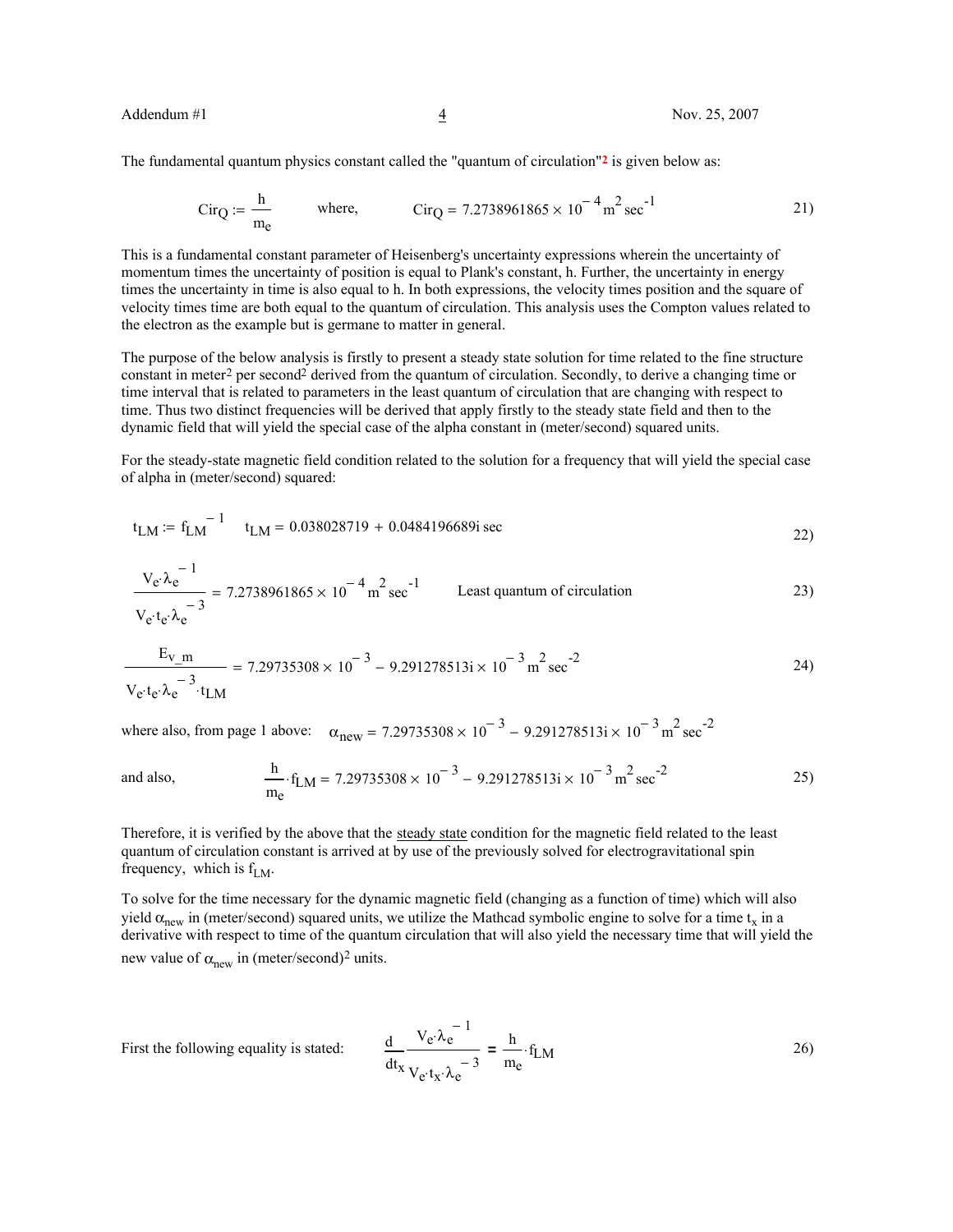The fundamental quantum physics constant called the "quantum of circulation"[2] is given below as:

$$Cir_Q := \frac{h}{m_e} \qquad \text{where,} \qquad Cir_Q = 7.2738961865 \times 10^{-4}\, m^2\, sec^{-1} \tag{21}$$

This is a fundamental constant parameter of Heisenberg's uncertainty expressions wherein the uncertainty of momentum times the uncertainty of position is equal to Plank's constant, h. Further, the uncertainty in energy times the uncertainty in time is also equal to h. In both expressions, the velocity times position and the square of velocity times time are both equal to the quantum of circulation. This analysis uses the Compton values related to the electron as the example but is germane to matter in general.

The purpose of the below analysis is firstly to present a steady state solution for time related to the fine structure constant in meter$^2$ per second$^2$ derived from the quantum of circulation. Secondly, to derive a changing time or time interval that is related to parameters in the least quantum of circulation that are changing with respect to time. Thus two distinct frequencies will be derived that apply firstly to the steady state field and then to the dynamic field that will yield the special case of the alpha constant in (meter/second) squared units.

For the steady-state magnetic field condition related to the solution for a frequency that will yield the special case of alpha in (meter/second) squared:

$$t_{LM} := f_{LM}^{-1} \qquad t_{LM} = 0.038028719 + 0.0484196689i\ sec \tag{22}$$

$$\frac{V_e \cdot \lambda_e^{-1}}{V_e \cdot t_e \cdot \lambda_e^{-3}} = 7.2738961865 \times 10^{-4}\, m^2\, sec^{-1} \qquad \text{Least quantum of circulation} \tag{23}$$

$$\frac{E_{V\_m}}{V_e \cdot t_e \cdot \lambda_e^{-3} \cdot t_{LM}} = 7.29735308 \times 10^{-3} - 9.291278513i \times 10^{-3}\, m^2\, sec^{-2} \tag{24}$$

where also, from page 1 above: $\alpha_{new} = 7.29735308 \times 10^{-3} - 9.291278513i \times 10^{-3}\, m^2\, sec^{-2}$

and also,

$$\frac{h}{m_e} \cdot f_{LM} = 7.29735308 \times 10^{-3} - 9.291278513i \times 10^{-3}\, m^2\, sec^{-2} \tag{25}$$

Therefore, it is verified by the above that the <u>steady state</u> condition for the magnetic field related to the least quantum of circulation constant is arrived at by use of the previously solved for electrogravitational spin frequency, which is $f_{LM}$.

To solve for the time necessary for the dynamic magnetic field (changing as a function of time) which will also yield $\alpha_{new}$ in (meter/second) squared units, we utilize the Mathcad symbolic engine to solve for a time $t_x$ in a derivative with respect to time of the quantum circulation that will also yield the necessary time that will yield the new value of $\alpha_{new}$ in (meter/second)$^2$ units.

First the following equality is stated:

$$\frac{d}{dt_x} \frac{V_e \cdot \lambda_e^{-1}}{V_e \cdot t_x \cdot \lambda_e^{-3}} = \frac{h}{m_e} \cdot f_{LM} \tag{26}$$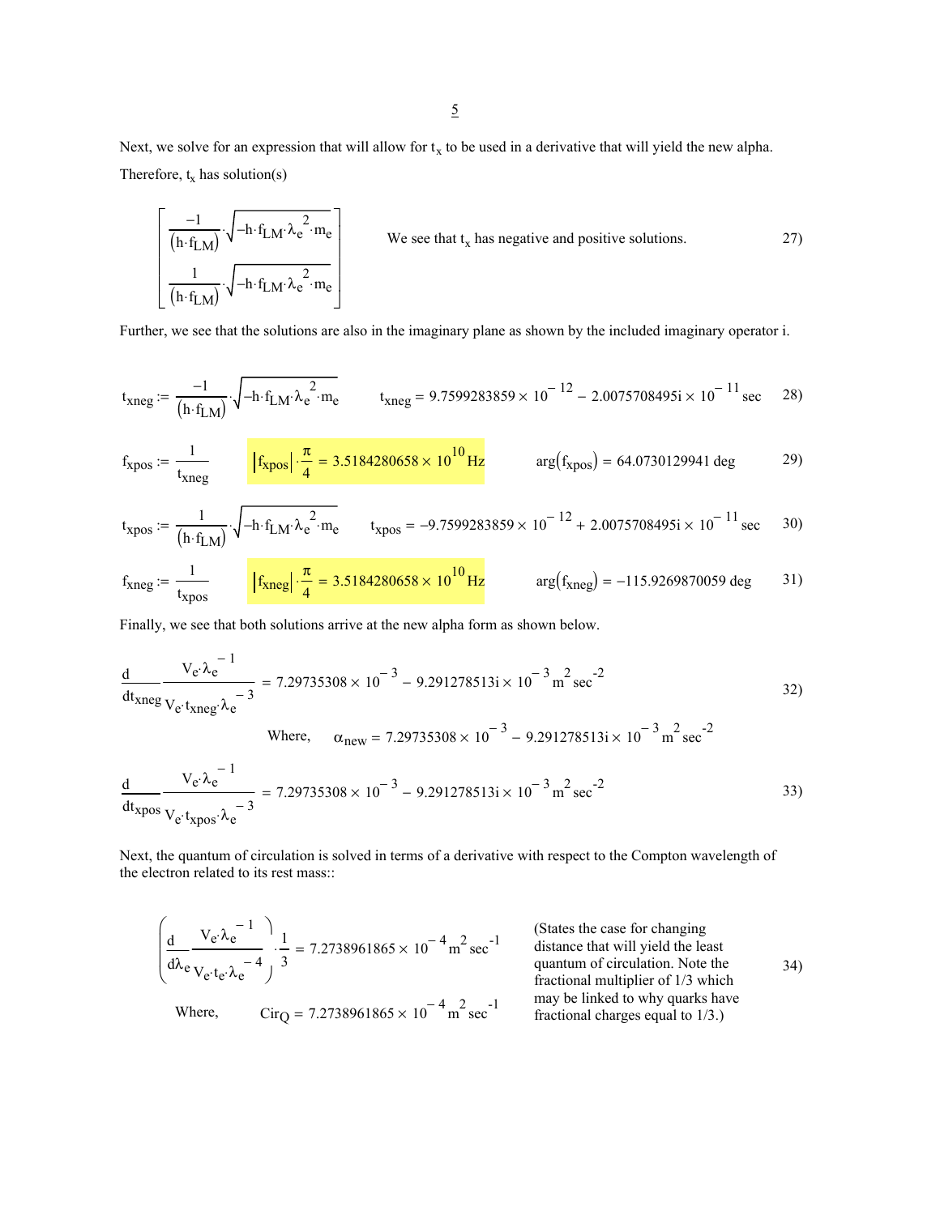Next, we solve for an expression that will allow for $t_x$ to be used in a derivative that will yield the new alpha. Therefore, $t_x$ has solution(s)

$$\begin{bmatrix} \dfrac{-1}{(h \cdot f_{LM})} \cdot \sqrt{-h \cdot f_{LM} \cdot \lambda_e^{2} \cdot m_e} \\ \dfrac{1}{(h \cdot f_{LM})} \cdot \sqrt{-h \cdot f_{LM} \cdot \lambda_e^{2} \cdot m_e} \end{bmatrix} \qquad \text{We see that } t_x \text{ has negative and positive solutions.} \qquad 27)$$

Further, we see that the solutions are also in the imaginary plane as shown by the included imaginary operator i.

$$t_{xneg} := \frac{-1}{(h \cdot f_{LM})} \cdot \sqrt{-h \cdot f_{LM} \cdot \lambda_e^{2} \cdot m_e} \qquad t_{xneg} = 9.7599283859 \times 10^{-12} - 2.0075708495i \times 10^{-11}\,\text{sec} \qquad 28)$$

$$f_{xpos} := \frac{1}{t_{xneg}} \qquad \left|f_{xpos}\right| \cdot \frac{\pi}{4} = 3.5184280658 \times 10^{10}\,\text{Hz} \qquad \arg(f_{xpos}) = 64.0730129941\,\text{deg} \qquad 29)$$

$$t_{xpos} := \frac{1}{(h \cdot f_{LM})} \cdot \sqrt{-h \cdot f_{LM} \cdot \lambda_e^{2} \cdot m_e} \qquad t_{xpos} = -9.7599283859 \times 10^{-12} + 2.0075708495i \times 10^{-11}\,\text{sec} \qquad 30)$$

$$f_{xneg} := \frac{1}{t_{xpos}} \qquad \left|f_{xneg}\right| \cdot \frac{\pi}{4} = 3.5184280658 \times 10^{10}\,\text{Hz} \qquad \arg(f_{xneg}) = -115.9269870059\,\text{deg} \qquad 31)$$

Finally, we see that both solutions arrive at the new alpha form as shown below.

$$\frac{d}{dt_{xneg}} \frac{V_e \cdot \lambda_e^{-1}}{V_e \cdot t_{xneg} \cdot \lambda_e^{-3}} = 7.29735308 \times 10^{-3} - 9.291278513i \times 10^{-3}\,\text{m}^2\,\text{sec}^{-2} \qquad 32)$$

Where, $\alpha_{new} = 7.29735308 \times 10^{-3} - 9.291278513i \times 10^{-3}\,\text{m}^2\,\text{sec}^{-2}$

$$\frac{d}{dt_{xpos}} \frac{V_e \cdot \lambda_e^{-1}}{V_e \cdot t_{xpos} \cdot \lambda_e^{-3}} = 7.29735308 \times 10^{-3} - 9.291278513i \times 10^{-3}\,\text{m}^2\,\text{sec}^{-2} \qquad 33)$$

Next, the quantum of circulation is solved in terms of a derivative with respect to the Compton wavelength of the electron related to its rest mass::

$$\left(\frac{d}{d\lambda_e} \frac{V_e \cdot \lambda_e^{-1}}{V_e \cdot t_e \cdot \lambda_e^{-4}}\right) \cdot \frac{1}{3} = 7.2738961865 \times 10^{-4}\,\text{m}^2\,\text{sec}^{-1} \qquad 34)$$

Where, $Cir_Q = 7.2738961865 \times 10^{-4}\,\text{m}^2\,\text{sec}^{-1}$

(States the case for changing distance that will yield the least quantum of circulation. Note the fractional multiplier of 1/3 which may be linked to why quarks have fractional charges equal to 1/3.)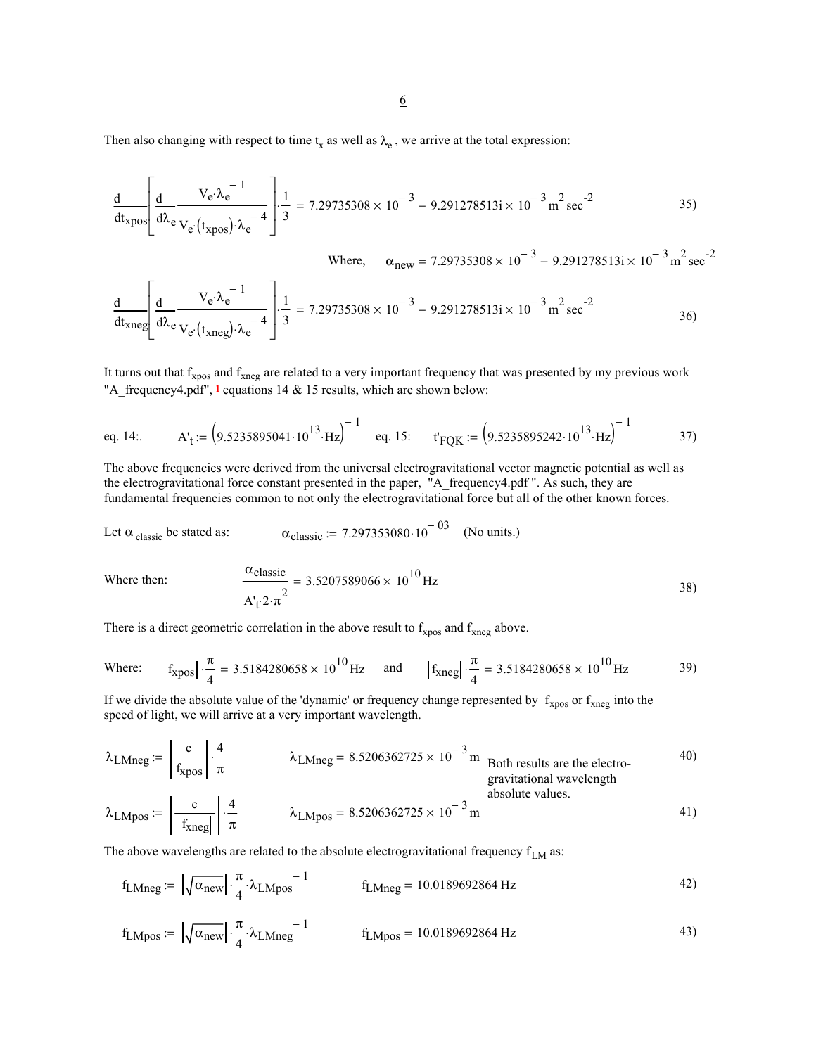Then also changing with respect to time $t_x$ as well as $\lambda_e$, we arrive at the total expression:

$$\frac{d}{dt_{xpos}}\left[\frac{d}{d\lambda_e}\frac{V_e \cdot \lambda_e^{-1}}{V_e \cdot (t_{xpos}) \cdot \lambda_e^{-4}}\right] \cdot \frac{1}{3} = 7.29735308 \times 10^{-3} - 9.291278513i \times 10^{-3}\,\text{m}^2\,\text{sec}^{-2} \qquad 35)$$

Where, $\alpha_{new} = 7.29735308 \times 10^{-3} - 9.291278513i \times 10^{-3}\,\text{m}^2\,\text{sec}^{-2}$

$$\frac{d}{dt_{xneg}}\left[\frac{d}{d\lambda_e}\frac{V_e \cdot \lambda_e^{-1}}{V_e \cdot (t_{xneg}) \cdot \lambda_e^{-4}}\right] \cdot \frac{1}{3} = 7.29735308 \times 10^{-3} - 9.291278513i \times 10^{-3}\,\text{m}^2\,\text{sec}^{-2} \qquad 36)$$

It turns out that $f_{xpos}$ and $f_{xneg}$ are related to a very important frequency that was presented by my previous work "A_frequency4.pdf", [1] equations 14 & 15 results, which are shown below:

$$\text{eq. 14:} \quad A'_t := \left(9.5235895041 \cdot 10^{13} \cdot \text{Hz}\right)^{-1} \qquad \text{eq. 15:} \quad t'_{FQK} := \left(9.5235895242 \cdot 10^{13} \cdot \text{Hz}\right)^{-1} \qquad 37)$$

The above frequencies were derived from the universal electrogravitational vector magnetic potential as well as the electrogravitational force constant presented in the paper, "A_frequency4.pdf ". As such, they are fundamental frequencies common to not only the electrogravitational force but all of the other known forces.

Let $\alpha_{classic}$ be stated as: $\alpha_{classic} := 7.297353080 \cdot 10^{-03}$ (No units.)

Where then:
$$\frac{\alpha_{classic}}{A'_t \cdot 2 \cdot \pi^2} = 3.5207589066 \times 10^{10}\,\text{Hz} \qquad 38)$$

There is a direct geometric correlation in the above result to $f_{xpos}$ and $f_{xneg}$ above.

$$\text{Where:} \quad \left|f_{xpos}\right| \cdot \frac{\pi}{4} = 3.5184280658 \times 10^{10}\,\text{Hz} \quad \text{and} \quad \left|f_{xneg}\right| \cdot \frac{\pi}{4} = 3.5184280658 \times 10^{10}\,\text{Hz} \qquad 39)$$

If we divide the absolute value of the 'dynamic' or frequency change represented by $f_{xpos}$ or $f_{xneg}$ into the speed of light, we will arrive at a very important wavelength.

$$\lambda_{LMneg} := \left|\frac{c}{f_{xpos}}\right| \cdot \frac{4}{\pi} \qquad \lambda_{LMneg} = 8.5206362725 \times 10^{-3}\,\text{m} \qquad 40)$$

$$\lambda_{LMpos} := \left|\frac{c}{\left|f_{xneg}\right|}\right| \cdot \frac{4}{\pi} \qquad \lambda_{LMpos} = 8.5206362725 \times 10^{-3}\,\text{m} \qquad 41)$$

Both results are the electro-gravitational wavelength absolute values.

The above wavelengths are related to the absolute electrogravitational frequency $f_{LM}$ as:

$$f_{LMneg} := \left|\sqrt{\alpha_{new}}\right| \cdot \frac{\pi}{4} \cdot \lambda_{LMpos}^{-1} \qquad f_{LMneg} = 10.0189692864\,\text{Hz} \qquad 42)$$

$$f_{LMpos} := \left|\sqrt{\alpha_{new}}\right| \cdot \frac{\pi}{4} \cdot \lambda_{LMneg}^{-1} \qquad f_{LMpos} = 10.0189692864\,\text{Hz} \qquad 43)$$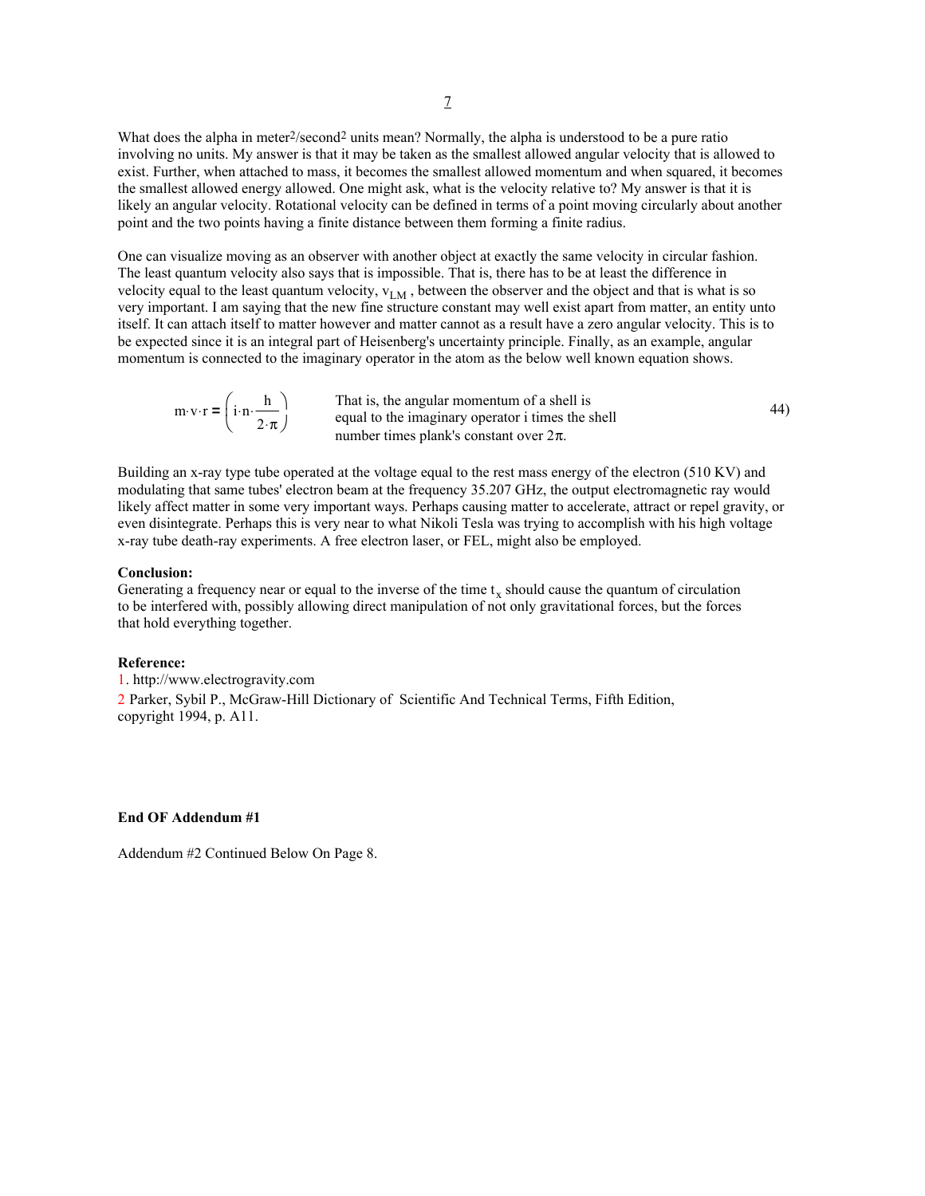What does the alpha in meter$^2$/second$^2$ units mean? Normally, the alpha is understood to be a pure ratio involving no units. My answer is that it may be taken as the smallest allowed angular velocity that is allowed to exist. Further, when attached to mass, it becomes the smallest allowed momentum and when squared, it becomes the smallest allowed energy allowed. One might ask, what is the velocity relative to? My answer is that it is likely an angular velocity. Rotational velocity can be defined in terms of a point moving circularly about another point and the two points having a finite distance between them forming a finite radius.

One can visualize moving as an observer with another object at exactly the same velocity in circular fashion. The least quantum velocity also says that is impossible. That is, there has to be at least the difference in velocity equal to the least quantum velocity, $v_{LM}$ , between the observer and the object and that is what is so very important. I am saying that the new fine structure constant may well exist apart from matter, an entity unto itself. It can attach itself to matter however and matter cannot as a result have a zero angular velocity. This is to be expected since it is an integral part of Heisenberg's uncertainty principle. Finally, as an example, angular momentum is connected to the imaginary operator in the atom as the below well known equation shows.

$$m \cdot v \cdot r = \left( i \cdot n \cdot \frac{h}{2 \cdot \pi} \right) \qquad 44)$$

That is, the angular momentum of a shell is equal to the imaginary operator i times the shell number times plank's constant over $2\pi$.

Building an x-ray type tube operated at the voltage equal to the rest mass energy of the electron (510 KV) and modulating that same tubes' electron beam at the frequency 35.207 GHz, the output electromagnetic ray would likely affect matter in some very important ways. Perhaps causing matter to accelerate, attract or repel gravity, or even disintegrate. Perhaps this is very near to what Nikoli Tesla was trying to accomplish with his high voltage x-ray tube death-ray experiments. A free electron laser, or FEL, might also be employed.

**Conclusion:**
Generating a frequency near or equal to the inverse of the time $t_x$ should cause the quantum of circulation to be interfered with, possibly allowing direct manipulation of not only gravitational forces, but the forces that hold everything together.

**Reference:**

1. http://www.electrogravity.com
2. Parker, Sybil P., McGraw-Hill Dictionary of Scientific And Technical Terms, Fifth Edition, copyright 1994, p. A11.

**End OF Addendum #1**

Addendum #2 Continued Below On Page 8.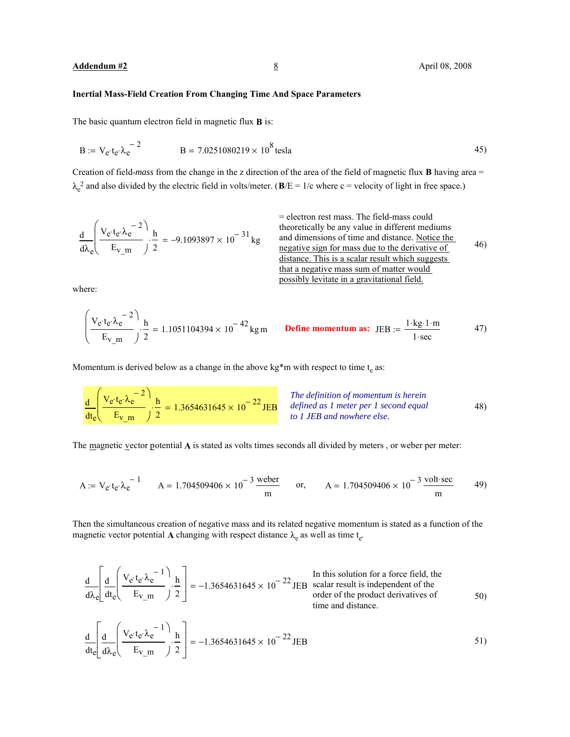**Inertial Mass-Field Creation From Changing Time And Space Parameters**

The basic quantum electron field in magnetic flux **B** is:

$$B := V_e \cdot t_e \cdot \lambda_e^{-2} \qquad B = 7.0251080219 \times 10^{8}\,\text{tesla} \tag{45}$$

Creation of field-*mass* from the change in the z direction of the area of the field of magnetic flux **B** having area = $\lambda_e^2$ and also divided by the electric field in volts/meter. (**B**/E = 1/c where c = velocity of light in free space.)

$$\frac{d}{d\lambda_e}\left(\frac{V_e \cdot t_e \cdot \lambda_e^{-2}}{E_{v\_m}}\right) \cdot \frac{h}{2} = -9.1093897 \times 10^{-31}\,\text{kg} \tag{46}$$

= electron rest mass. The field-mass could theoretically be any value in different mediums and dimensions of time and distance. Notice the negative sign for mass due to the derivative of distance. This is a scalar result which suggests that a negative mass sum of matter would possibly levitate in a gravitational field.

where:

$$\left(\frac{V_e \cdot t_e \cdot \lambda_e^{-2}}{E_{v\_m}}\right) \cdot \frac{h}{2} = 1.1051104394 \times 10^{-42}\,\text{kg}\,\text{m} \qquad \textbf{Define momentum as:} \quad \text{JEB} := \frac{1 \cdot \text{kg} \cdot 1 \cdot \text{m}}{1 \cdot \text{sec}} \tag{47}$$

Momentum is derived below as a change in the above kg*m with respect to time $t_e$ as:

$$\frac{d}{dt_e}\left(\frac{V_e \cdot t_e \cdot \lambda_e^{-2}}{E_{v\_m}}\right) \cdot \frac{h}{2} = 1.3654631645 \times 10^{-22}\,\text{JEB} \tag{48}$$

*The definition of momentum is herein defined as 1 meter per 1 second equal to 1 JEB and nowhere else.*

The magnetic vector potential **A** is stated as volts times seconds all divided by meters , or weber per meter:

$$A := V_e \cdot t_e \cdot \lambda_e^{-1} \qquad A = 1.704509406 \times 10^{-3}\,\frac{\text{weber}}{\text{m}} \qquad \text{or,} \qquad A = 1.704509406 \times 10^{-3}\,\frac{\text{volt} \cdot \text{sec}}{\text{m}} \tag{49}$$

Then the simultaneous creation of negative mass and its related negative momentum is stated as a function of the magnetic vector potential **A** changing with respect distance $\lambda_e$ as well as time $t_e$.

$$\frac{d}{d\lambda_e}\left[\frac{d}{dt_e}\left(\frac{V_e \cdot t_e \cdot \lambda_e^{-1}}{E_{v\_m}}\right) \cdot \frac{h}{2}\right] = -1.3654631645 \times 10^{-22}\,\text{JEB} \tag{50}$$

In this solution for a force field, the scalar result is independent of the order of the product derivatives of time and distance.

$$\frac{d}{dt_e}\left[\frac{d}{d\lambda_e}\left(\frac{V_e \cdot t_e \cdot \lambda_e^{-1}}{E_{v\_m}}\right) \cdot \frac{h}{2}\right] = -1.3654631645 \times 10^{-22}\,\text{JEB} \tag{51}$$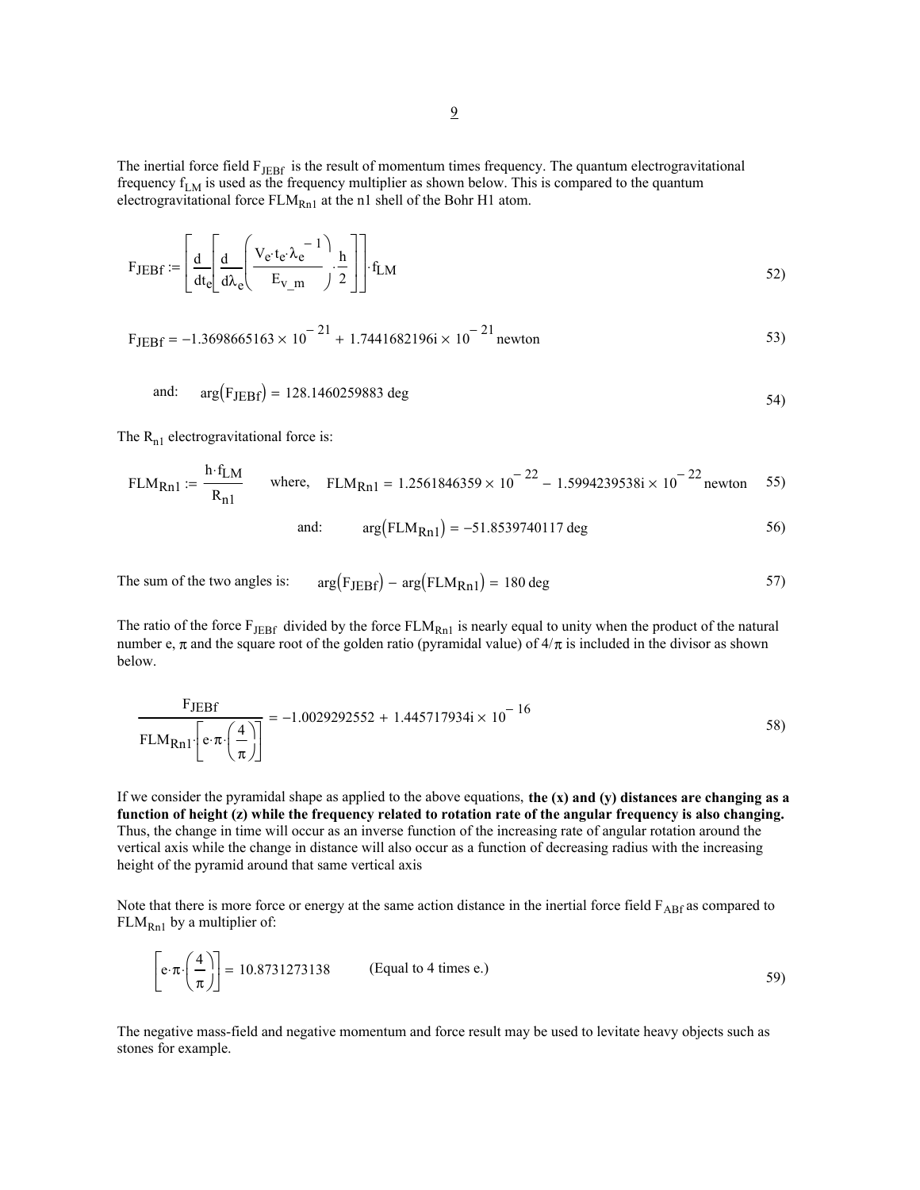The inertial force field $F_{JEBf}$ is the result of momentum times frequency. The quantum electrogravitational frequency $f_{LM}$ is used as the frequency multiplier as shown below. This is compared to the quantum electrogravitational force $FLM_{Rn1}$ at the n1 shell of the Bohr H1 atom.

$$F_{JEBf} := \left[ \frac{d}{dt_e} \left[ \frac{d}{d\lambda_e} \left( \frac{V_e \cdot t_e \cdot \lambda_e^{-1}}{E_{v\_m}} \cdot \frac{h}{2} \right) \right] \right] \cdot f_{LM} \tag{52)}$$

$$F_{JEBf} = -1.3698665163 \times 10^{-21} + 1.7441682196i \times 10^{-21} \text{ newton} \tag{53)}$$

and: $$\arg(F_{JEBf}) = 128.1460259883 \text{ deg} \tag{54)}$$

The $R_{n1}$ electrogravitational force is:

$$FLM_{Rn1} := \frac{h \cdot f_{LM}}{R_{n1}} \quad \text{where,} \quad FLM_{Rn1} = 1.2561846359 \times 10^{-22} - 1.5994239538i \times 10^{-22} \text{ newton} \tag{55)}$$

and: $$\arg(FLM_{Rn1}) = -51.8539740117 \text{ deg} \tag{56)}$$

The sum of the two angles is: $$\arg(F_{JEBf}) - \arg(FLM_{Rn1}) = 180 \text{ deg} \tag{57)}$$

The ratio of the force $F_{JEBf}$ divided by the force $FLM_{Rn1}$ is nearly equal to unity when the product of the natural number e, $\pi$ and the square root of the golden ratio (pyramidal value) of $4/\pi$ is included in the divisor as shown below.

$$\frac{F_{JEBf}}{FLM_{Rn1} \cdot \left[ e \cdot \pi \cdot \left( \frac{4}{\pi} \right) \right]} = -1.0029292552 + 1.445717934i \times 10^{-16} \tag{58)}$$

If we consider the pyramidal shape as applied to the above equations, **the (x) and (y) distances are changing as a function of height (z) while the frequency related to rotation rate of the angular frequency is also changing.** Thus, the change in time will occur as an inverse function of the increasing rate of angular rotation around the vertical axis while the change in distance will also occur as a function of decreasing radius with the increasing height of the pyramid around that same vertical axis

Note that there is more force or energy at the same action distance in the inertial force field $F_{ABf}$ as compared to $FLM_{Rn1}$ by a multiplier of:

$$\left[ e \cdot \pi \cdot \left( \frac{4}{\pi} \right) \right] = 10.8731273138 \qquad \text{(Equal to 4 times e.)} \tag{59)}$$

The negative mass-field and negative momentum and force result may be used to levitate heavy objects such as stones for example.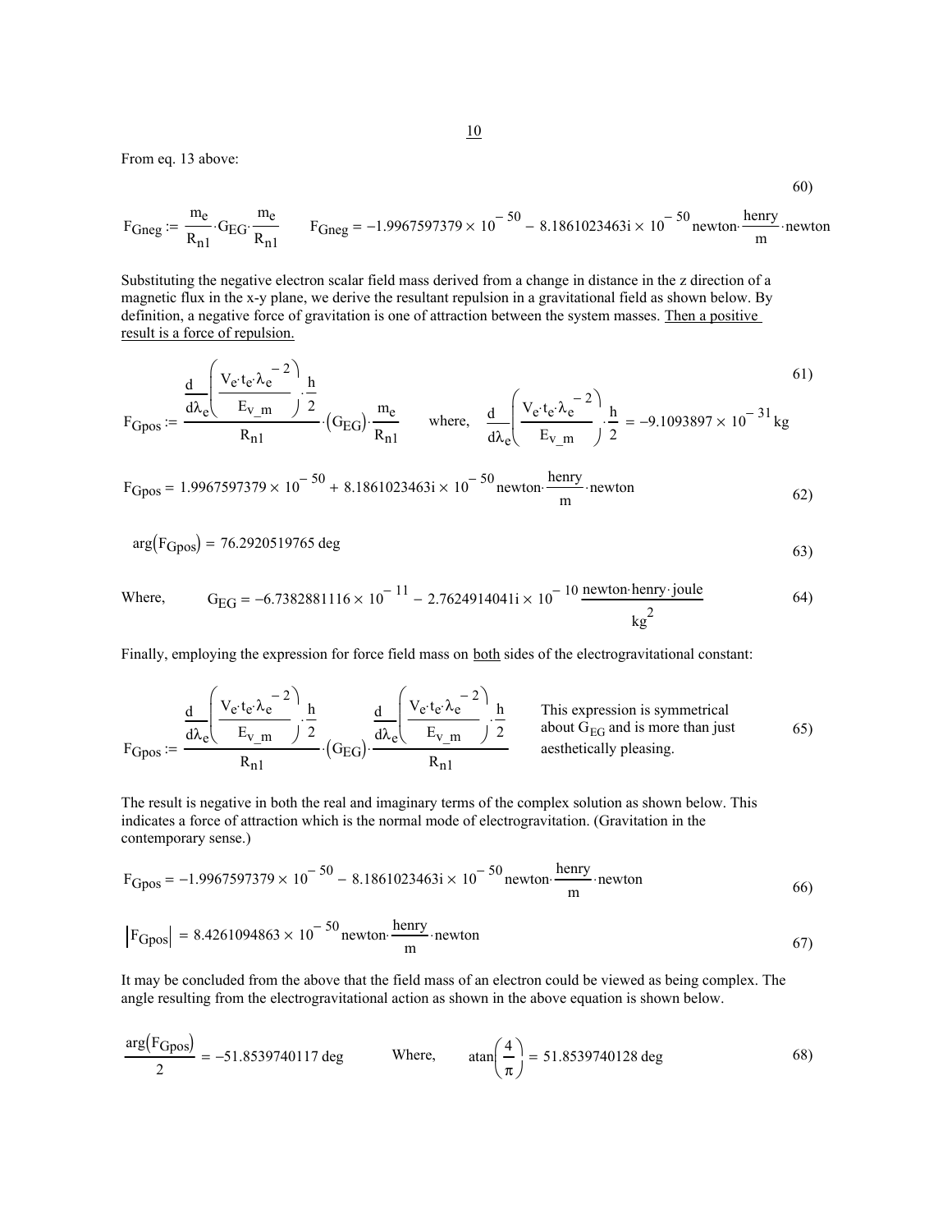From eq. 13 above:

60)

$$F_{Gneg} := \frac{m_e}{R_{n1}} \cdot G_{EG} \cdot \frac{m_e}{R_{n1}} \qquad F_{Gneg} = -1.9967597379 \times 10^{-50} - 8.1861023463i \times 10^{-50}\,\text{newton} \cdot \frac{\text{henry}}{\text{m}} \cdot \text{newton}$$

Substituting the negative electron scalar field mass derived from a change in distance in the z direction of a magnetic flux in the x-y plane, we derive the resultant repulsion in a gravitational field as shown below. By definition, a negative force of gravitation is one of attraction between the system masses. Then a positive result is a force of repulsion.

$$F_{Gpos} := \frac{\frac{d}{d\lambda_e}\left(\frac{V_e \cdot t_e \cdot \lambda_e^{-2}}{E_{v\_m}}\right) \cdot \frac{h}{2}}{R_{n1}} \cdot \left(G_{EG}\right) \cdot \frac{m_e}{R_{n1}} \qquad \text{where,} \quad \frac{d}{d\lambda_e}\left(\frac{V_e \cdot t_e \cdot \lambda_e^{-2}}{E_{v\_m}}\right) \cdot \frac{h}{2} = -9.1093897 \times 10^{-31}\,\text{kg} \qquad 61)$$

$$F_{Gpos} = 1.9967597379 \times 10^{-50} + 8.1861023463i \times 10^{-50}\,\text{newton} \cdot \frac{\text{henry}}{\text{m}} \cdot \text{newton} \qquad 62)$$

$$\arg\left(F_{Gpos}\right) = 76.2920519765\,\text{deg} \qquad 63)$$

Where,
$$G_{EG} = -6.7382881116 \times 10^{-11} - 2.7624914041i \times 10^{-10}\,\frac{\text{newton} \cdot \text{henry} \cdot \text{joule}}{\text{kg}^2} \qquad 64)$$

Finally, employing the expression for force field mass on both sides of the electrogravitational constant:

$$F_{Gpos} := \frac{\frac{d}{d\lambda_e}\left(\frac{V_e \cdot t_e \cdot \lambda_e^{-2}}{E_{v\_m}}\right) \cdot \frac{h}{2}}{R_{n1}} \cdot \left(G_{EG}\right) \cdot \frac{\frac{d}{d\lambda_e}\left(\frac{V_e \cdot t_e \cdot \lambda_e^{-2}}{E_{v\_m}}\right) \cdot \frac{h}{2}}{R_{n1}} \qquad 65)$$

This expression is symmetrical about $G_{EG}$ and is more than just aesthetically pleasing.

The result is negative in both the real and imaginary terms of the complex solution as shown below. This indicates a force of attraction which is the normal mode of electrogravitation. (Gravitation in the contemporary sense.)

$$F_{Gpos} = -1.9967597379 \times 10^{-50} - 8.1861023463i \times 10^{-50}\,\text{newton} \cdot \frac{\text{henry}}{\text{m}} \cdot \text{newton} \qquad 66)$$

$$\left|F_{Gpos}\right| = 8.4261094863 \times 10^{-50}\,\text{newton} \cdot \frac{\text{henry}}{\text{m}} \cdot \text{newton} \qquad 67)$$

It may be concluded from the above that the field mass of an electron could be viewed as being complex. The angle resulting from the electrogravitational action as shown in the above equation is shown below.

$$\frac{\arg\left(F_{Gpos}\right)}{2} = -51.8539740117\,\text{deg} \qquad \text{Where,} \quad \operatorname{atan}\left(\frac{4}{\pi}\right) = 51.8539740128\,\text{deg} \qquad 68)$$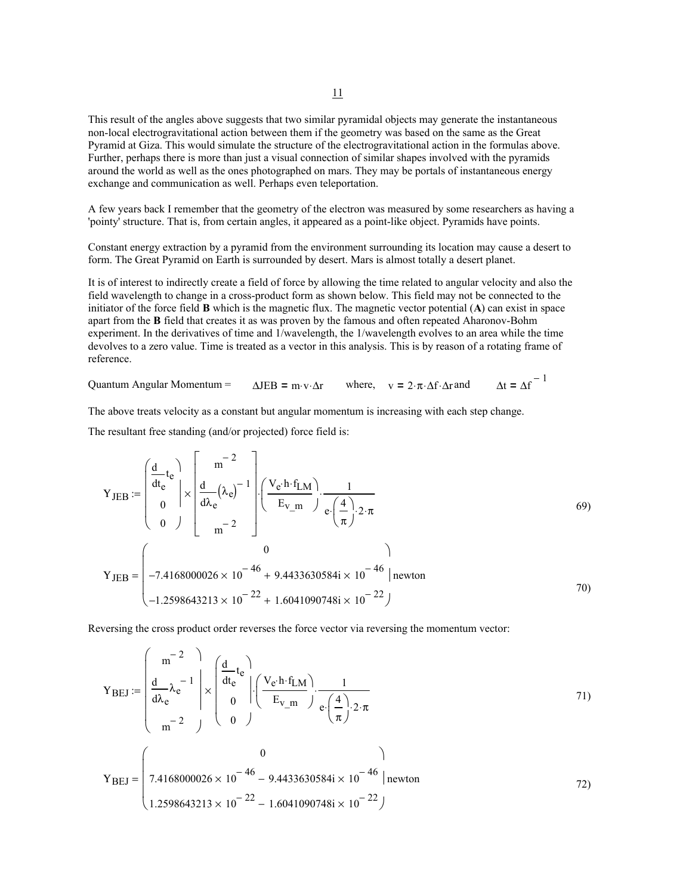This result of the angles above suggests that two similar pyramidal objects may generate the instantaneous non-local electrogravitational action between them if the geometry was based on the same as the Great Pyramid at Giza. This would simulate the structure of the electrogravitational action in the formulas above. Further, perhaps there is more than just a visual connection of similar shapes involved with the pyramids around the world as well as the ones photographed on mars. They may be portals of instantaneous energy exchange and communication as well. Perhaps even teleportation.

A few years back I remember that the geometry of the electron was measured by some researchers as having a 'pointy' structure. That is, from certain angles, it appeared as a point-like object. Pyramids have points.

Constant energy extraction by a pyramid from the environment surrounding its location may cause a desert to form. The Great Pyramid on Earth is surrounded by desert. Mars is almost totally a desert planet.

It is of interest to indirectly create a field of force by allowing the time related to angular velocity and also the field wavelength to change in a cross-product form as shown below. This field may not be connected to the initiator of the force field **B** which is the magnetic flux. The magnetic vector potential (**A**) can exist in space apart from the **B** field that creates it as was proven by the famous and often repeated Aharonov-Bohm experiment. In the derivatives of time and 1/wavelength, the 1/wavelength evolves to an area while the time devolves to a zero value. Time is treated as a vector in this analysis. This is by reason of a rotating frame of reference.

Quantum Angular Momentum = $\Delta JEB = m \cdot v \cdot \Delta r$ where, $v = 2 \cdot \pi \cdot \Delta f \cdot \Delta r$ and $\Delta t = \Delta f^{-1}$

The above treats velocity as a constant but angular momentum is increasing with each step change.

The resultant free standing (and/or projected) force field is:

$$Y_{JEB} := \begin{pmatrix} \frac{d}{dt_e} t_e \\ 0 \\ 0 \end{pmatrix} \times \begin{bmatrix} m^{-2} \\ \frac{d}{d\lambda_e} (\lambda_e)^{-1} \\ m^{-2} \end{bmatrix} \cdot \left( \frac{V_e \cdot h \cdot f_{LM}}{E_{v\_m}} \right) \cdot \frac{1}{e \cdot \left( \frac{4}{\pi} \right) \cdot 2 \cdot \pi} \tag{69}$$

$$Y_{JEB} = \begin{pmatrix} 0 \\ -7.4168000026 \times 10^{-46} + 9.4433630584i \times 10^{-46} \\ -1.2598643213 \times 10^{-22} + 1.6041090748i \times 10^{-22} \end{pmatrix} \text{newton} \tag{70}$$

Reversing the cross product order reverses the force vector via reversing the momentum vector:

$$Y_{BEJ} := \begin{pmatrix} m^{-2} \\ \frac{d}{d\lambda_e} \lambda_e^{-1} \\ m^{-2} \end{pmatrix} \times \begin{pmatrix} \frac{d}{dt_e} t_e \\ 0 \\ 0 \end{pmatrix} \cdot \left( \frac{V_e \cdot h \cdot f_{LM}}{E_{v\_m}} \right) \cdot \frac{1}{e \cdot \left( \frac{4}{\pi} \right) \cdot 2 \cdot \pi} \tag{71}$$

$$Y_{BEJ} = \begin{pmatrix} 0 \\ 7.4168000026 \times 10^{-46} - 9.4433630584i \times 10^{-46} \\ 1.2598643213 \times 10^{-22} - 1.6041090748i \times 10^{-22} \end{pmatrix} \text{newton} \tag{72}$$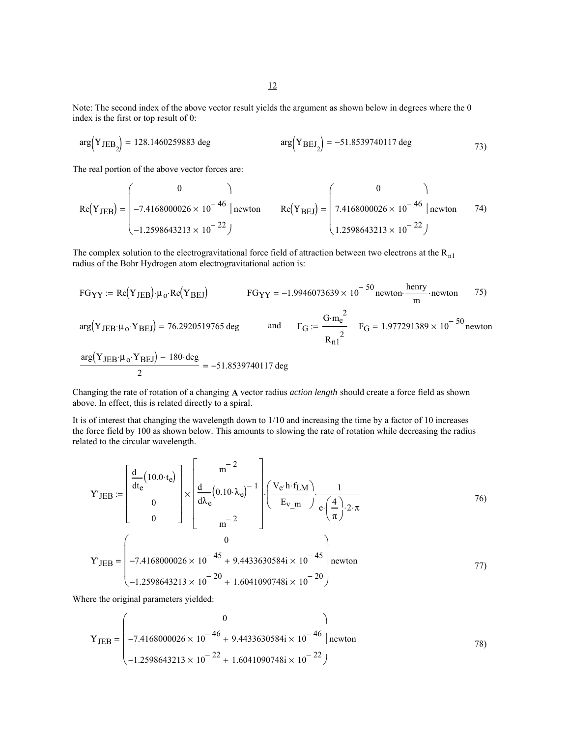Note: The second index of the above vector result yields the argument as shown below in degrees where the 0 index is the first or top result of 0:

$$\arg\left(Y_{JEB_2}\right) = 128.1460259883\ \text{deg} \qquad\qquad \arg\left(Y_{BEJ_2}\right) = -51.8539740117\ \text{deg} \tag{73}$$

The real portion of the above vector forces are:

$$\text{Re}\left(Y_{JEB}\right) = \begin{pmatrix} 0 \\ -7.4168000026 \times 10^{-46} \\ -1.2598643213 \times 10^{-22} \end{pmatrix} \text{newton} \qquad \text{Re}\left(Y_{BEJ}\right) = \begin{pmatrix} 0 \\ 7.4168000026 \times 10^{-46} \\ 1.2598643213 \times 10^{-22} \end{pmatrix} \text{newton} \tag{74}$$

The complex solution to the electrogravitational force field of attraction between two electrons at the $R_{n1}$ radius of the Bohr Hydrogen atom electrogravitational action is:

$$FG_{YY} := \text{Re}\left(Y_{JEB}\right)\cdot\mu_o\cdot\text{Re}\left(Y_{BEJ}\right) \qquad FG_{YY} = -1.9946073639 \times 10^{-50}\ \text{newton}\cdot\frac{\text{henry}}{\text{m}}\cdot\text{newton} \tag{75}$$

$$\arg\left(Y_{JEB}\cdot\mu_o\cdot Y_{BEJ}\right) = 76.2920519765\ \text{deg} \qquad \text{and} \qquad F_G := \frac{G\cdot m_e^{\ 2}}{R_{n1}^{\ 2}} \qquad F_G = 1.977291389 \times 10^{-50}\ \text{newton}$$

$$\frac{\arg\left(Y_{JEB}\cdot\mu_o\cdot Y_{BEJ}\right) - 180\cdot\text{deg}}{2} = -51.8539740117\ \text{deg}$$

Changing the rate of rotation of a changing **A** vector radius *action length* should create a force field as shown above. In effect, this is related directly to a spiral.

It is of interest that changing the wavelength down to 1/10 and increasing the time by a factor of 10 increases the force field by 100 as shown below. This amounts to slowing the rate of rotation while decreasing the radius related to the circular wavelength.

$$Y'_{JEB} := \begin{bmatrix} \dfrac{d}{dt_e}\left(10.0\cdot t_e\right) \\ 0 \\ 0 \end{bmatrix} \times \begin{bmatrix} \text{m}^{-2} \\ \dfrac{d}{d\lambda_e}\left(0.10\cdot\lambda_e\right)^{-1} \\ \text{m}^{-2} \end{bmatrix} \cdot \left(\frac{V_e\cdot h\cdot f_{LM}}{E_{v\_m}}\right)\cdot\frac{1}{e\cdot\left(\dfrac{4}{\pi}\right)\cdot 2\cdot\pi} \tag{76}$$

$$Y'_{JEB} = \begin{pmatrix} 0 \\ -7.4168000026 \times 10^{-45} + 9.4433630584i \times 10^{-45} \\ -1.2598643213 \times 10^{-20} + 1.6041090748i \times 10^{-20} \end{pmatrix} \text{newton} \tag{77}$$

Where the original parameters yielded:

$$Y_{JEB} = \begin{pmatrix} 0 \\ -7.4168000026 \times 10^{-46} + 9.4433630584i \times 10^{-46} \\ -1.2598643213 \times 10^{-22} + 1.6041090748i \times 10^{-22} \end{pmatrix} \text{newton} \tag{78}$$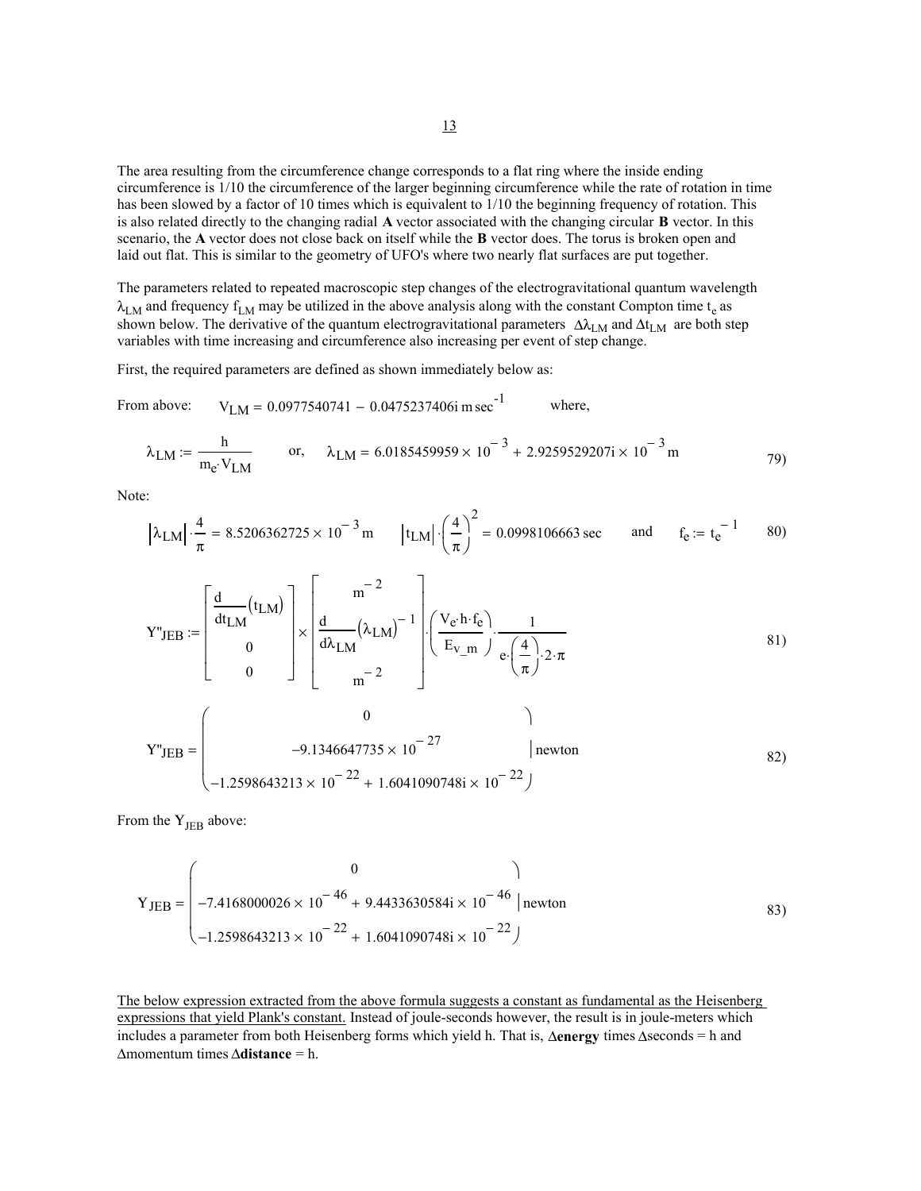The area resulting from the circumference change corresponds to a flat ring where the inside ending circumference is 1/10 the circumference of the larger beginning circumference while the rate of rotation in time has been slowed by a factor of 10 times which is equivalent to 1/10 the beginning frequency of rotation. This is also related directly to the changing radial **A** vector associated with the changing circular **B** vector. In this scenario, the **A** vector does not close back on itself while the **B** vector does. The torus is broken open and laid out flat. This is similar to the geometry of UFO's where two nearly flat surfaces are put together.

The parameters related to repeated macroscopic step changes of the electrogravitational quantum wavelength $\lambda_{LM}$ and frequency $f_{LM}$ may be utilized in the above analysis along with the constant Compton time $t_e$ as shown below. The derivative of the quantum electrogravitational parameters $\Delta\lambda_{LM}$ and $\Delta t_{LM}$ are both step variables with time increasing and circumference also increasing per event of step change.

First, the required parameters are defined as shown immediately below as:

From above: $\quad V_{LM} = 0.0977540741 - 0.0475237406i \ \mathrm{m\,sec}^{-1}$ $\quad$ where,

$$\lambda_{LM} := \frac{h}{m_e \cdot V_{LM}} \qquad \text{or,} \qquad \lambda_{LM} = 6.0185459959 \times 10^{-3} + 2.9259529207i \times 10^{-3}\ \mathrm{m} \tag{79}$$

Note:

$$\left|\lambda_{LM}\right| \cdot \frac{4}{\pi} = 8.5206362725 \times 10^{-3}\ \mathrm{m} \qquad \left|t_{LM}\right| \cdot \left(\frac{4}{\pi}\right)^2 = 0.0998106663\ \mathrm{sec} \qquad \text{and} \qquad f_e := t_e^{-1} \tag{80}$$

$$Y''_{JEB} := \begin{bmatrix} \dfrac{d}{dt_{LM}}\left(t_{LM}\right) \\ 0 \\ 0 \end{bmatrix} \times \begin{bmatrix} \mathrm{m}^{-2} \\ \dfrac{d}{d\lambda_{LM}}\left(\lambda_{LM}\right)^{-1} \\ \mathrm{m}^{-2} \end{bmatrix} \cdot \left(\frac{V_e \cdot h \cdot f_e}{E_{v\_m}}\right) \cdot \frac{1}{e \cdot \left(\dfrac{4}{\pi}\right) \cdot 2 \cdot \pi} \tag{81}$$

$$Y''_{JEB} = \begin{pmatrix} 0 \\ -9.1346647735 \times 10^{-27} \\ -1.2598643213 \times 10^{-22} + 1.6041090748i \times 10^{-22} \end{pmatrix} \mathrm{newton} \tag{82}$$

From the $Y_{JEB}$ above:

$$Y_{JEB} = \begin{pmatrix} 0 \\ -7.4168000026 \times 10^{-46} + 9.4433630584i \times 10^{-46} \\ -1.2598643213 \times 10^{-22} + 1.6041090748i \times 10^{-22} \end{pmatrix} \mathrm{newton} \tag{83}$$

<u>The below expression extracted from the above formula suggests a constant as fundamental as the Heisenberg expressions that yield Plank's constant.</u> Instead of joule-seconds however, the result is in joule-meters which includes a parameter from both Heisenberg forms which yield h. That is, $\Delta$**energy** times $\Delta$seconds = h and $\Delta$momentum times $\Delta$**distance** = h.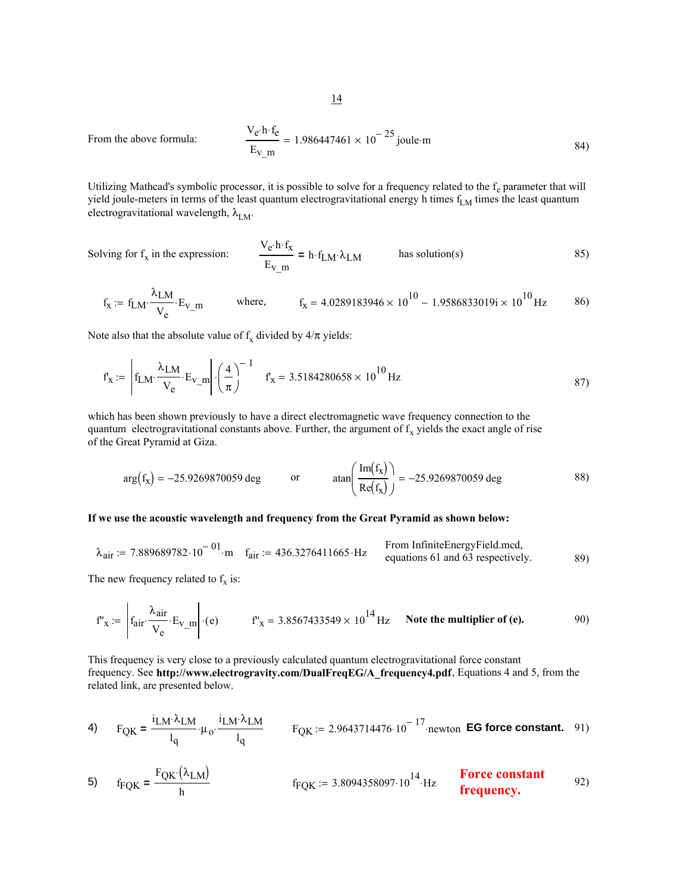From the above formula:

$$\frac{V_e \cdot h \cdot f_e}{E_{v\_m}} = 1.986447461 \times 10^{-25} \text{ joule} \cdot \text{m} \tag{84}$$

Utilizing Mathcad's symbolic processor, it is possible to solve for a frequency related to the $f_e$ parameter that will yield joule-meters in terms of the least quantum electrogravitational energy h times $f_{LM}$ times the least quantum electrogravitational wavelength, $\lambda_{LM}$.

Solving for $f_x$ in the expression: $\frac{V_e \cdot h \cdot f_x}{E_{v\_m}} = h \cdot f_{LM} \cdot \lambda_{LM}$ has solution(s) (85)

$$f_x := f_{LM} \cdot \frac{\lambda_{LM}}{V_e} \cdot E_{v\_m} \qquad \text{where,} \qquad f_x = 4.0289183946 \times 10^{10} - 1.9586833019i \times 10^{10} \text{ Hz} \tag{86}$$

Note also that the absolute value of $f_x$ divided by $4/\pi$ yields:

$$f'_x := \left| f_{LM} \cdot \frac{\lambda_{LM}}{V_e} \cdot E_{v\_m} \right| \cdot \left( \frac{4}{\pi} \right)^{-1} \qquad f'_x = 3.5184280658 \times 10^{10} \text{ Hz} \tag{87}$$

which has been shown previously to have a direct electromagnetic wave frequency connection to the quantum electrogravitational constants above. Further, the argument of $f_x$ yields the exact angle of rise of the Great Pyramid at Giza.

$$\arg(f_x) = -25.9269870059 \text{ deg} \qquad \text{or} \qquad \text{atan}\left( \frac{\text{Im}(f_x)}{\text{Re}(f_x)} \right) = -25.9269870059 \text{ deg} \tag{88}$$

**If we use the acoustic wavelength and frequency from the Great Pyramid as shown below:**

$$\lambda_{air} := 7.889689782 \cdot 10^{-01} \cdot \text{m} \qquad f_{air} := 436.3276411665 \cdot \text{Hz} \tag{89}$$

From InfiniteEnergyField.mcd, equations 61 and 63 respectively.

The new frequency related to $f_x$ is:

$$f''_x := \left| f_{air} \cdot \frac{\lambda_{air}}{V_e} \cdot E_{v\_m} \right| \cdot (e) \qquad f''_x = 3.8567433549 \times 10^{14} \text{ Hz} \tag{90}$$

**Note the multiplier of (e).**

This frequency is very close to a previously calculated quantum electrogravitational force constant frequency. See **http://www.electrogravity.com/DualFreqEG/A_frequency4.pdf**, Equations 4 and 5, from the related link, are presented below.

4) $$F_{QK} = \frac{i_{LM} \cdot \lambda_{LM}}{l_q} \cdot \mu_o \cdot \frac{i_{LM} \cdot \lambda_{LM}}{l_q} \qquad F_{QK} := 2.9643714476 \cdot 10^{-17} \cdot \text{newton} \tag{91}$$

**EG force constant.**

5) $$f_{FQK} = \frac{F_{QK} \cdot (\lambda_{LM})}{h} \qquad f_{FQK} := 3.8094358097 \cdot 10^{14} \cdot \text{Hz} \tag{92}$$

**Force constant frequency.**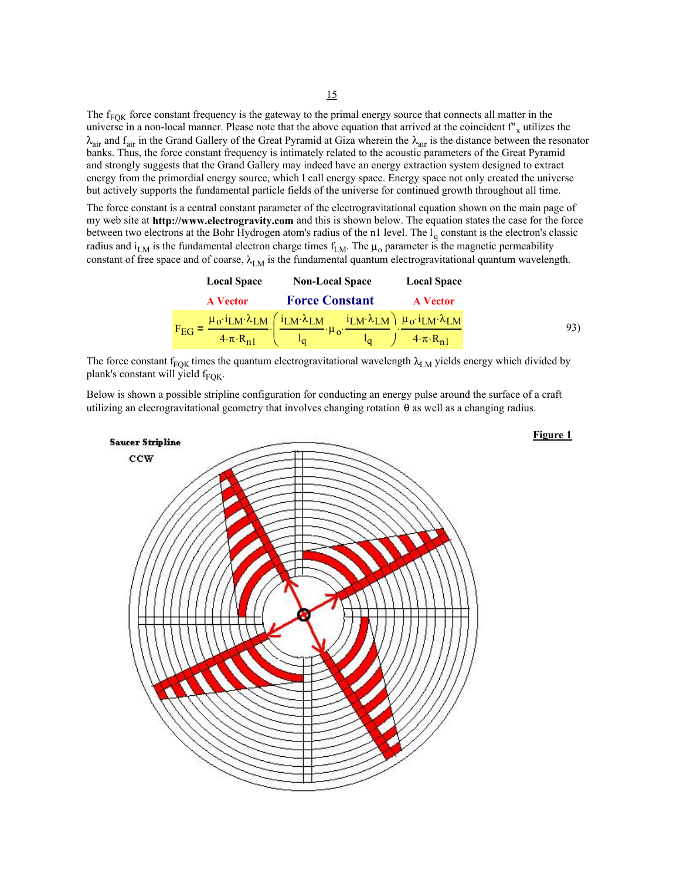The $f_{FQK}$ force constant frequency is the gateway to the primal energy source that connects all matter in the universe in a non-local manner. Please note that the above equation that arrived at the coincident $f''_x$ utilizes the $\lambda_{air}$ and $f_{air}$ in the Grand Gallery of the Great Pyramid at Giza wherein the $\lambda_{air}$ is the distance between the resonator banks. Thus, the force constant frequency is intimately related to the acoustic parameters of the Great Pyramid and strongly suggests that the Grand Gallery may indeed have an energy extraction system designed to extract energy from the primordial energy source, which I call energy space. Energy space not only created the universe but actively supports the fundamental particle fields of the universe for continued growth throughout all time.

The force constant is a central constant parameter of the electrogravitational equation shown on the main page of my web site at **http://www.electrogravity.com** and this is shown below. The equation states the case for the force between two electrons at the Bohr Hydrogen atom's radius of the n1 level. The $l_q$ constant is the electron's classic radius and $i_{LM}$ is the fundamental electron charge times $f_{LM}$. The $\mu_o$ parameter is the magnetic permeability constant of free space and of coarse, $\lambda_{LM}$ is the fundamental quantum electrogravitational quantum wavelength.

| Local Space | Non-Local Space | Local Space |
|---|---|---|
| A Vector | Force Constant | A Vector |

$$F_{EG} = \frac{\mu_o \cdot i_{LM} \cdot \lambda_{LM}}{4 \cdot \pi \cdot R_{n1}} \cdot \left( \frac{i_{LM} \cdot \lambda_{LM}}{l_q} \cdot \mu_o \cdot \frac{i_{LM} \cdot \lambda_{LM}}{l_q} \right) \cdot \frac{\mu_o \cdot i_{LM} \cdot \lambda_{LM}}{4 \cdot \pi \cdot R_{n1}} \qquad 93)$$

The force constant $f_{FQK}$ times the quantum electrogravitational wavelength $\lambda_{LM}$ yields energy which divided by plank's constant will yield $f_{FQK}$.

Below is shown a possible stripline configuration for conducting an energy pulse around the surface of a craft utilizing an elecrogravitational geometry that involves changing rotation $\theta$ as well as a changing radius.

**Figure 1**

Saucer Stripline

CCW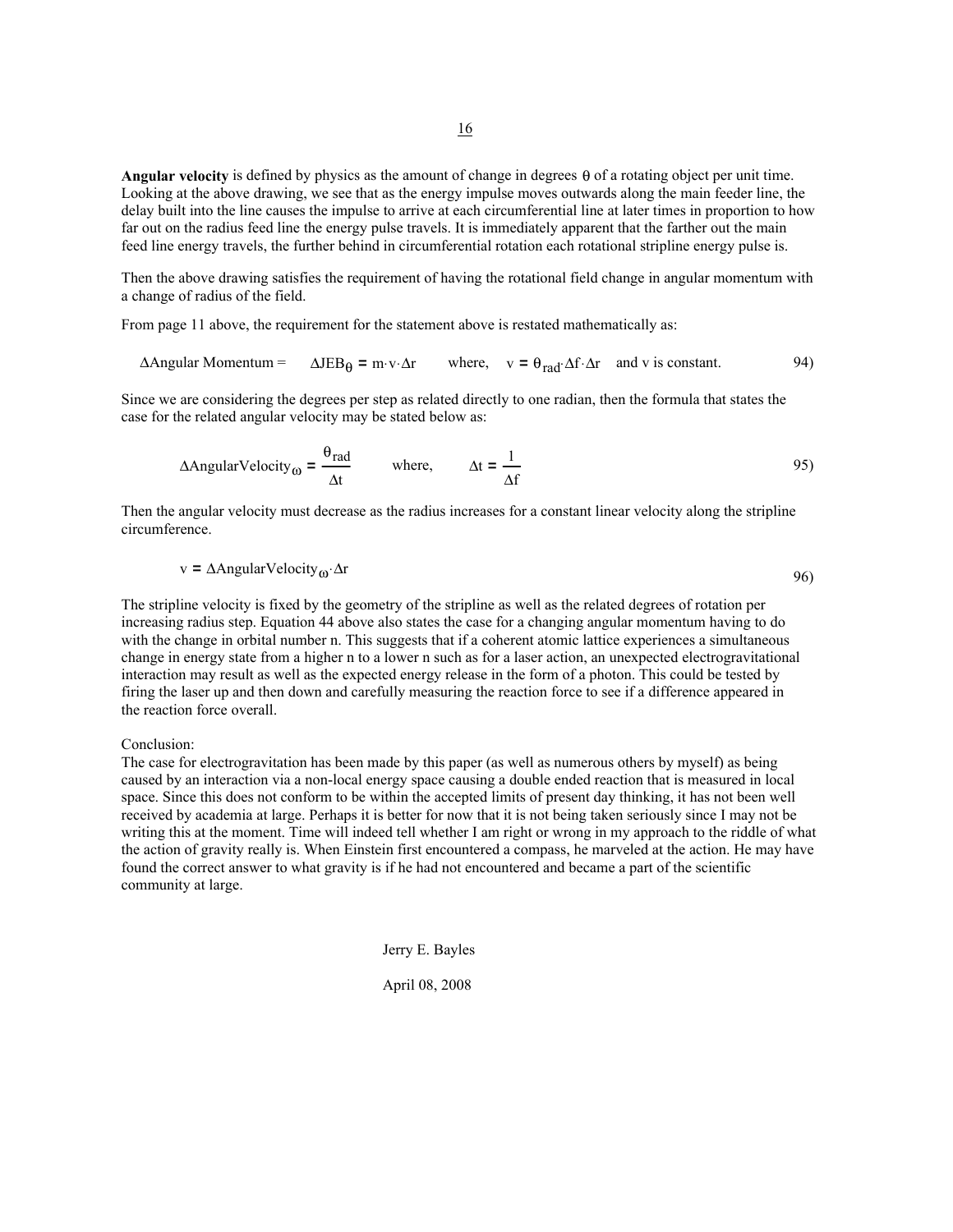**Angular velocity** is defined by physics as the amount of change in degrees $\theta$ of a rotating object per unit time. Looking at the above drawing, we see that as the energy impulse moves outwards along the main feeder line, the delay built into the line causes the impulse to arrive at each circumferential line at later times in proportion to how far out on the radius feed line the energy pulse travels. It is immediately apparent that the farther out the main feed line energy travels, the further behind in circumferential rotation each rotational stripline energy pulse is.

Then the above drawing satisfies the requirement of having the rotational field change in angular momentum with a change of radius of the field.

From page 11 above, the requirement for the statement above is restated mathematically as:

$$\Delta\text{Angular Momentum} = \quad \Delta JEB_{\theta} = m \cdot v \cdot \Delta r \qquad \text{where,} \quad v = \theta_{rad} \cdot \Delta f \cdot \Delta r \quad \text{and v is constant.} \tag{94}$$

Since we are considering the degrees per step as related directly to one radian, then the formula that states the case for the related angular velocity may be stated below as:

$$\Delta\text{AngularVelocity}_{\omega} = \frac{\theta_{rad}}{\Delta t} \qquad \text{where,} \qquad \Delta t = \frac{1}{\Delta f} \tag{95}$$

Then the angular velocity must decrease as the radius increases for a constant linear velocity along the stripline circumference.

$$v = \Delta\text{AngularVelocity}_{\omega} \cdot \Delta r \tag{96}$$

The stripline velocity is fixed by the geometry of the stripline as well as the related degrees of rotation per increasing radius step. Equation 44 above also states the case for a changing angular momentum having to do with the change in orbital number n. This suggests that if a coherent atomic lattice experiences a simultaneous change in energy state from a higher n to a lower n such as for a laser action, an unexpected electrogravitational interaction may result as well as the expected energy release in the form of a photon. This could be tested by firing the laser up and then down and carefully measuring the reaction force to see if a difference appeared in the reaction force overall.

Conclusion:
The case for electrogravitation has been made by this paper (as well as numerous others by myself) as being caused by an interaction via a non-local energy space causing a double ended reaction that is measured in local space. Since this does not conform to be within the accepted limits of present day thinking, it has not been well received by academia at large. Perhaps it is better for now that it is not being taken seriously since I may not be writing this at the moment. Time will indeed tell whether I am right or wrong in my approach to the riddle of what the action of gravity really is. When Einstein first encountered a compass, he marveled at the action. He may have found the correct answer to what gravity is if he had not encountered and became a part of the scientific community at large.

Jerry E. Bayles

April 08, 2008